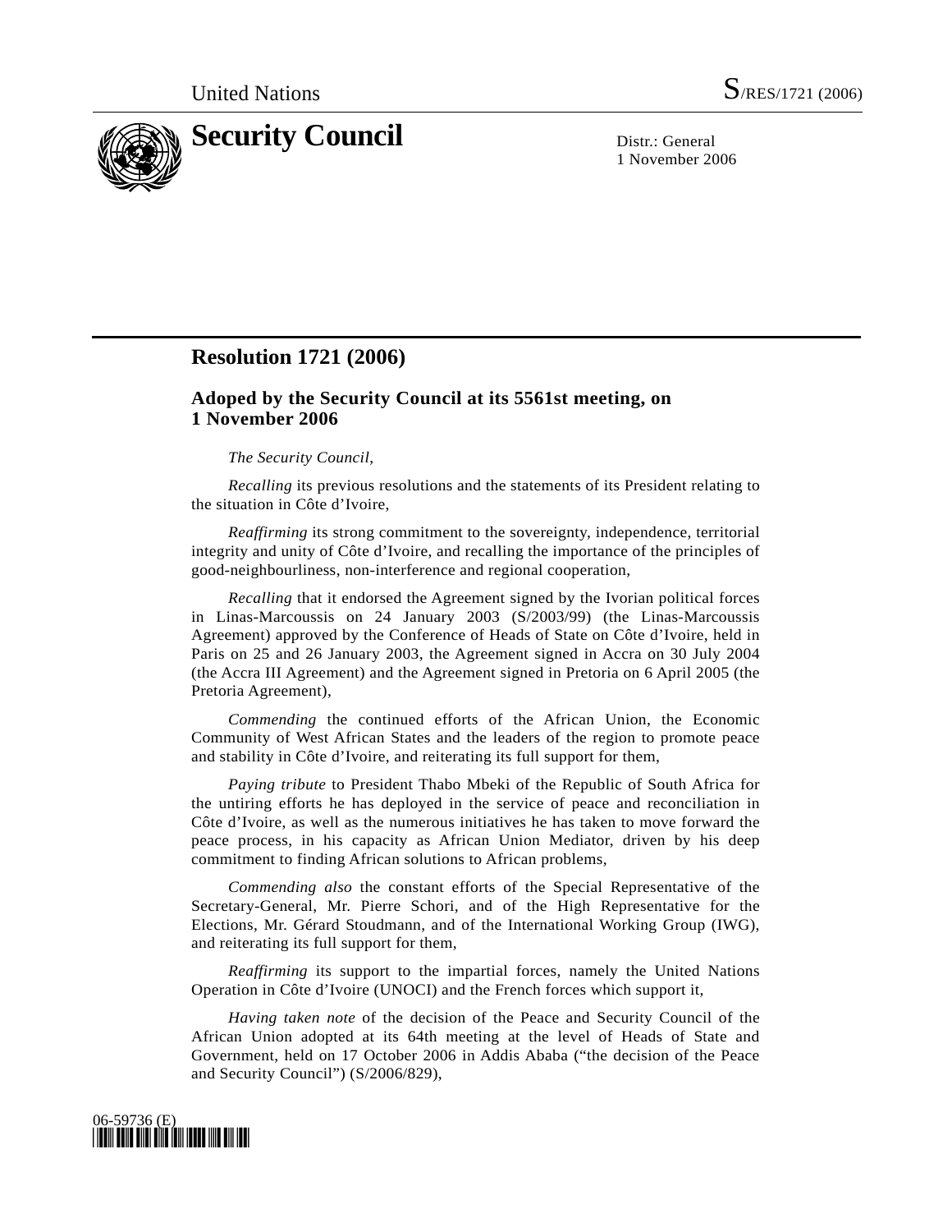United Nations S/RES/1721 (2006)

# Security Council

Distr.: General
1 November 2006

## Resolution 1721 (2006)

### Adoped by the Security Council at its 5561st meeting, on 1 November 2006

*The Security Council*,

*Recalling* its previous resolutions and the statements of its President relating to the situation in Côte d'Ivoire,

*Reaffirming* its strong commitment to the sovereignty, independence, territorial integrity and unity of Côte d'Ivoire, and recalling the importance of the principles of good-neighbourliness, non-interference and regional cooperation,

*Recalling* that it endorsed the Agreement signed by the Ivorian political forces in Linas-Marcoussis on 24 January 2003 (S/2003/99) (the Linas-Marcoussis Agreement) approved by the Conference of Heads of State on Côte d'Ivoire, held in Paris on 25 and 26 January 2003, the Agreement signed in Accra on 30 July 2004 (the Accra III Agreement) and the Agreement signed in Pretoria on 6 April 2005 (the Pretoria Agreement),

*Commending* the continued efforts of the African Union, the Economic Community of West African States and the leaders of the region to promote peace and stability in Côte d'Ivoire, and reiterating its full support for them,

*Paying tribute* to President Thabo Mbeki of the Republic of South Africa for the untiring efforts he has deployed in the service of peace and reconciliation in Côte d'Ivoire, as well as the numerous initiatives he has taken to move forward the peace process, in his capacity as African Union Mediator, driven by his deep commitment to finding African solutions to African problems,

*Commending also* the constant efforts of the Special Representative of the Secretary-General, Mr. Pierre Schori, and of the High Representative for the Elections, Mr. Gérard Stoudmann, and of the International Working Group (IWG), and reiterating its full support for them,

*Reaffirming* its support to the impartial forces, namely the United Nations Operation in Côte d'Ivoire (UNOCI) and the French forces which support it,

*Having taken note* of the decision of the Peace and Security Council of the African Union adopted at its 64th meeting at the level of Heads of State and Government, held on 17 October 2006 in Addis Ababa ("the decision of the Peace and Security Council") (S/2006/829),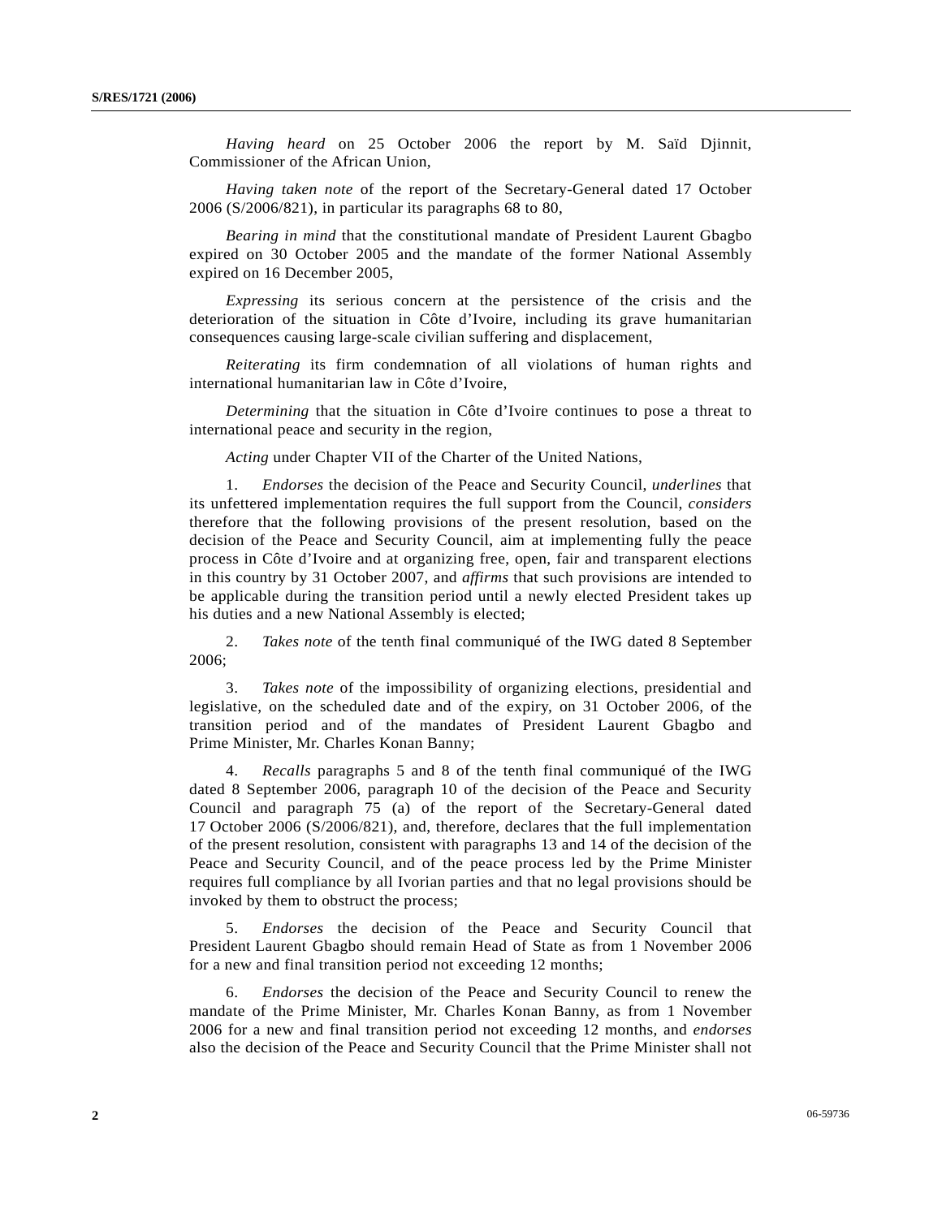*Having heard* on 25 October 2006 the report by M. Saïd Djinnit, Commissioner of the African Union,

*Having taken note* of the report of the Secretary-General dated 17 October 2006 (S/2006/821), in particular its paragraphs 68 to 80,

*Bearing in mind* that the constitutional mandate of President Laurent Gbagbo expired on 30 October 2005 and the mandate of the former National Assembly expired on 16 December 2005,

*Expressing* its serious concern at the persistence of the crisis and the deterioration of the situation in Côte d'Ivoire, including its grave humanitarian consequences causing large-scale civilian suffering and displacement,

*Reiterating* its firm condemnation of all violations of human rights and international humanitarian law in Côte d'Ivoire,

*Determining* that the situation in Côte d'Ivoire continues to pose a threat to international peace and security in the region,

*Acting* under Chapter VII of the Charter of the United Nations,

1. *Endorses* the decision of the Peace and Security Council, *underlines* that its unfettered implementation requires the full support from the Council, *considers* therefore that the following provisions of the present resolution, based on the decision of the Peace and Security Council, aim at implementing fully the peace process in Côte d'Ivoire and at organizing free, open, fair and transparent elections in this country by 31 October 2007, and *affirms* that such provisions are intended to be applicable during the transition period until a newly elected President takes up his duties and a new National Assembly is elected;

2. *Takes note* of the tenth final communiqué of the IWG dated 8 September 2006;

3. *Takes note* of the impossibility of organizing elections, presidential and legislative, on the scheduled date and of the expiry, on 31 October 2006, of the transition period and of the mandates of President Laurent Gbagbo and Prime Minister, Mr. Charles Konan Banny;

4. *Recalls* paragraphs 5 and 8 of the tenth final communiqué of the IWG dated 8 September 2006, paragraph 10 of the decision of the Peace and Security Council and paragraph 75 (a) of the report of the Secretary-General dated 17 October 2006 (S/2006/821), and, therefore, declares that the full implementation of the present resolution, consistent with paragraphs 13 and 14 of the decision of the Peace and Security Council, and of the peace process led by the Prime Minister requires full compliance by all Ivorian parties and that no legal provisions should be invoked by them to obstruct the process;

5. *Endorses* the decision of the Peace and Security Council that President Laurent Gbagbo should remain Head of State as from 1 November 2006 for a new and final transition period not exceeding 12 months;

6. *Endorses* the decision of the Peace and Security Council to renew the mandate of the Prime Minister, Mr. Charles Konan Banny, as from 1 November 2006 for a new and final transition period not exceeding 12 months, and *endorses* also the decision of the Peace and Security Council that the Prime Minister shall not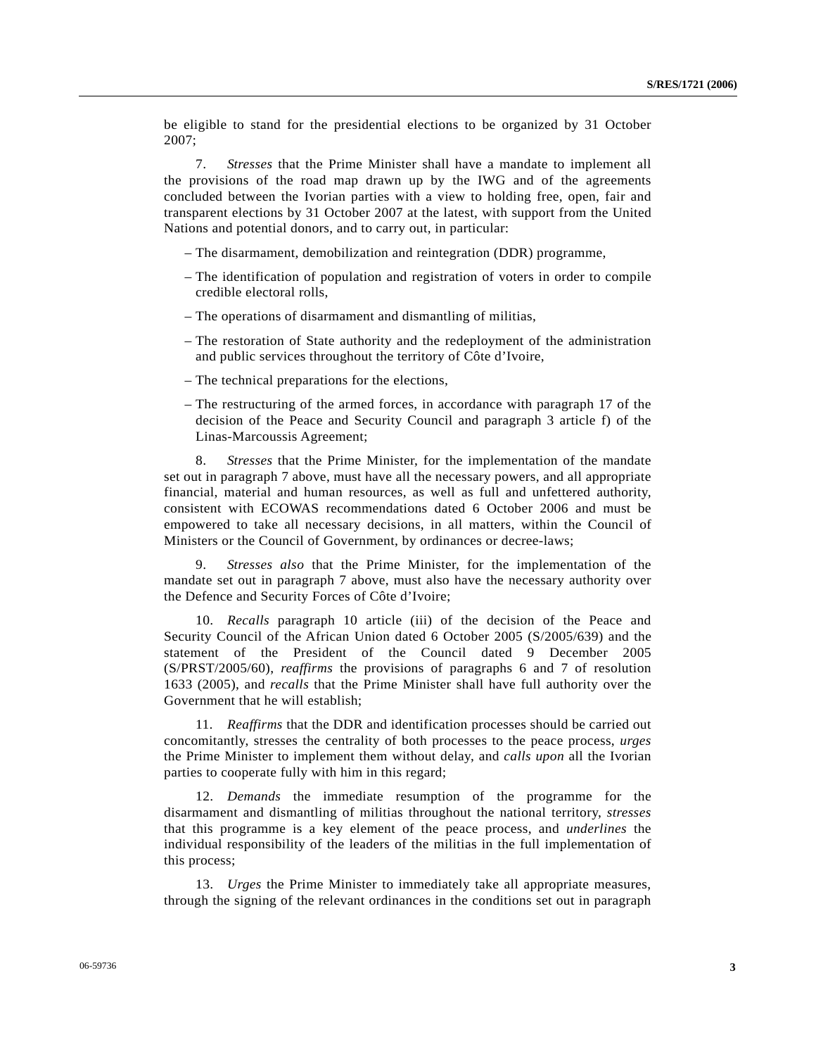be eligible to stand for the presidential elections to be organized by 31 October 2007;

7. *Stresses* that the Prime Minister shall have a mandate to implement all the provisions of the road map drawn up by the IWG and of the agreements concluded between the Ivorian parties with a view to holding free, open, fair and transparent elections by 31 October 2007 at the latest, with support from the United Nations and potential donors, and to carry out, in particular:

– The disarmament, demobilization and reintegration (DDR) programme,

– The identification of population and registration of voters in order to compile credible electoral rolls,

– The operations of disarmament and dismantling of militias,

– The restoration of State authority and the redeployment of the administration and public services throughout the territory of Côte d'Ivoire,

– The technical preparations for the elections,

– The restructuring of the armed forces, in accordance with paragraph 17 of the decision of the Peace and Security Council and paragraph 3 article f) of the Linas-Marcoussis Agreement;

8. *Stresses* that the Prime Minister, for the implementation of the mandate set out in paragraph 7 above, must have all the necessary powers, and all appropriate financial, material and human resources, as well as full and unfettered authority, consistent with ECOWAS recommendations dated 6 October 2006 and must be empowered to take all necessary decisions, in all matters, within the Council of Ministers or the Council of Government, by ordinances or decree-laws;

9. *Stresses also* that the Prime Minister, for the implementation of the mandate set out in paragraph 7 above, must also have the necessary authority over the Defence and Security Forces of Côte d'Ivoire;

10. *Recalls* paragraph 10 article (iii) of the decision of the Peace and Security Council of the African Union dated 6 October 2005 (S/2005/639) and the statement of the President of the Council dated 9 December 2005 (S/PRST/2005/60), *reaffirms* the provisions of paragraphs 6 and 7 of resolution 1633 (2005), and *recalls* that the Prime Minister shall have full authority over the Government that he will establish;

11. *Reaffirms* that the DDR and identification processes should be carried out concomitantly, stresses the centrality of both processes to the peace process, *urges* the Prime Minister to implement them without delay, and *calls upon* all the Ivorian parties to cooperate fully with him in this regard;

12. *Demands* the immediate resumption of the programme for the disarmament and dismantling of militias throughout the national territory, *stresses* that this programme is a key element of the peace process, and *underlines* the individual responsibility of the leaders of the militias in the full implementation of this process;

13. *Urges* the Prime Minister to immediately take all appropriate measures, through the signing of the relevant ordinances in the conditions set out in paragraph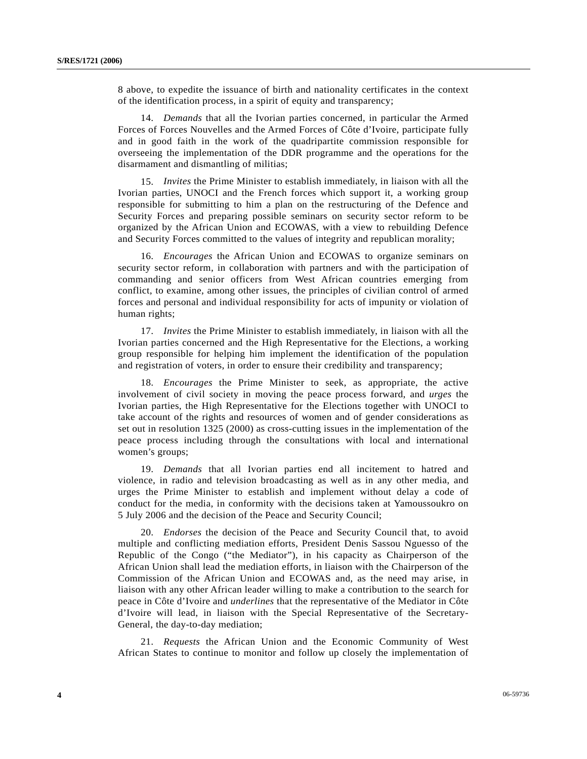8 above, to expedite the issuance of birth and nationality certificates in the context of the identification process, in a spirit of equity and transparency;

14. *Demands* that all the Ivorian parties concerned, in particular the Armed Forces of Forces Nouvelles and the Armed Forces of Côte d'Ivoire, participate fully and in good faith in the work of the quadripartite commission responsible for overseeing the implementation of the DDR programme and the operations for the disarmament and dismantling of militias;

15. *Invites* the Prime Minister to establish immediately, in liaison with all the Ivorian parties, UNOCI and the French forces which support it, a working group responsible for submitting to him a plan on the restructuring of the Defence and Security Forces and preparing possible seminars on security sector reform to be organized by the African Union and ECOWAS, with a view to rebuilding Defence and Security Forces committed to the values of integrity and republican morality;

16. *Encourages* the African Union and ECOWAS to organize seminars on security sector reform, in collaboration with partners and with the participation of commanding and senior officers from West African countries emerging from conflict, to examine, among other issues, the principles of civilian control of armed forces and personal and individual responsibility for acts of impunity or violation of human rights;

17. *Invites* the Prime Minister to establish immediately, in liaison with all the Ivorian parties concerned and the High Representative for the Elections, a working group responsible for helping him implement the identification of the population and registration of voters, in order to ensure their credibility and transparency;

18. *Encourages* the Prime Minister to seek, as appropriate, the active involvement of civil society in moving the peace process forward, and *urges* the Ivorian parties, the High Representative for the Elections together with UNOCI to take account of the rights and resources of women and of gender considerations as set out in resolution 1325 (2000) as cross-cutting issues in the implementation of the peace process including through the consultations with local and international women's groups;

19. *Demands* that all Ivorian parties end all incitement to hatred and violence, in radio and television broadcasting as well as in any other media, and urges the Prime Minister to establish and implement without delay a code of conduct for the media, in conformity with the decisions taken at Yamoussoukro on 5 July 2006 and the decision of the Peace and Security Council;

20. *Endorses* the decision of the Peace and Security Council that, to avoid multiple and conflicting mediation efforts, President Denis Sassou Nguesso of the Republic of the Congo ("the Mediator"), in his capacity as Chairperson of the African Union shall lead the mediation efforts, in liaison with the Chairperson of the Commission of the African Union and ECOWAS and, as the need may arise, in liaison with any other African leader willing to make a contribution to the search for peace in Côte d'Ivoire and *underlines* that the representative of the Mediator in Côte d'Ivoire will lead, in liaison with the Special Representative of the Secretary-General, the day-to-day mediation;

21. *Requests* the African Union and the Economic Community of West African States to continue to monitor and follow up closely the implementation of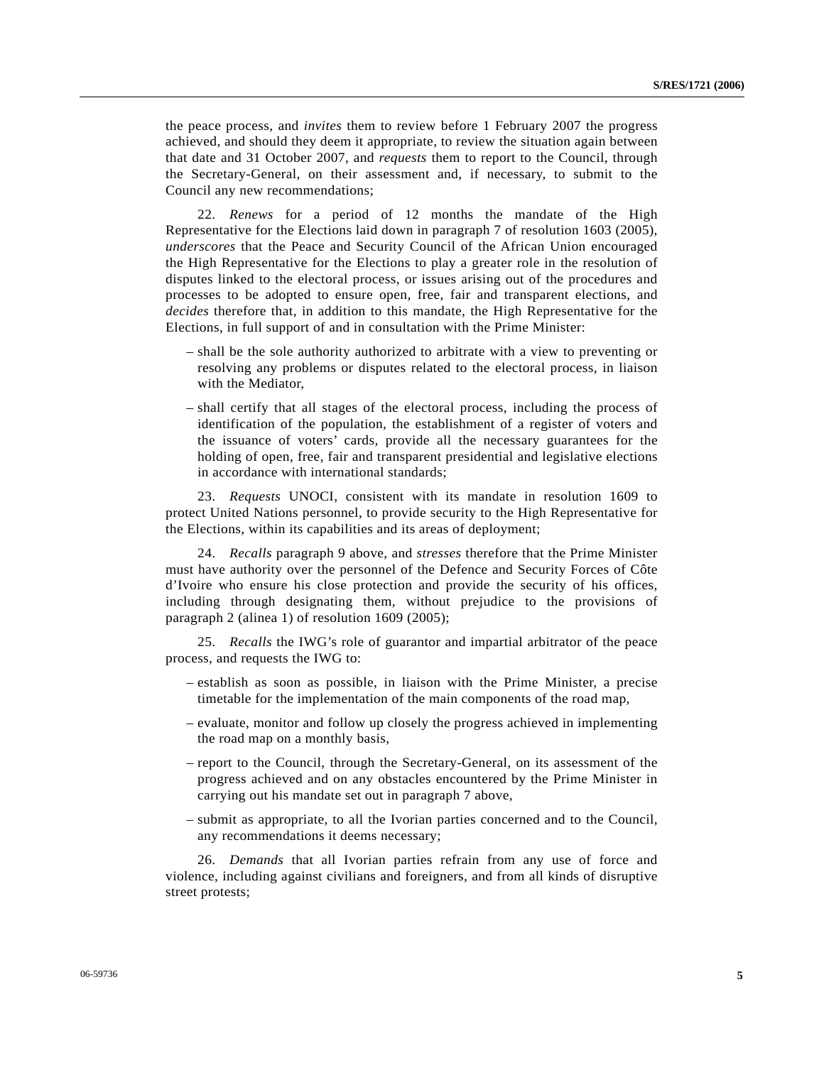the peace process, and *invites* them to review before 1 February 2007 the progress achieved, and should they deem it appropriate, to review the situation again between that date and 31 October 2007, and *requests* them to report to the Council, through the Secretary-General, on their assessment and, if necessary, to submit to the Council any new recommendations;

22. *Renews* for a period of 12 months the mandate of the High Representative for the Elections laid down in paragraph 7 of resolution 1603 (2005), *underscores* that the Peace and Security Council of the African Union encouraged the High Representative for the Elections to play a greater role in the resolution of disputes linked to the electoral process, or issues arising out of the procedures and processes to be adopted to ensure open, free, fair and transparent elections, and *decides* therefore that, in addition to this mandate, the High Representative for the Elections, in full support of and in consultation with the Prime Minister:

- shall be the sole authority authorized to arbitrate with a view to preventing or resolving any problems or disputes related to the electoral process, in liaison with the Mediator,
- shall certify that all stages of the electoral process, including the process of identification of the population, the establishment of a register of voters and the issuance of voters' cards, provide all the necessary guarantees for the holding of open, free, fair and transparent presidential and legislative elections in accordance with international standards;

23. *Requests* UNOCI, consistent with its mandate in resolution 1609 to protect United Nations personnel, to provide security to the High Representative for the Elections, within its capabilities and its areas of deployment;

24. *Recalls* paragraph 9 above, and *stresses* therefore that the Prime Minister must have authority over the personnel of the Defence and Security Forces of Côte d'Ivoire who ensure his close protection and provide the security of his offices, including through designating them, without prejudice to the provisions of paragraph 2 (alinea 1) of resolution 1609 (2005);

25. *Recalls* the IWG's role of guarantor and impartial arbitrator of the peace process, and requests the IWG to:

- establish as soon as possible, in liaison with the Prime Minister, a precise timetable for the implementation of the main components of the road map,
- evaluate, monitor and follow up closely the progress achieved in implementing the road map on a monthly basis,
- report to the Council, through the Secretary-General, on its assessment of the progress achieved and on any obstacles encountered by the Prime Minister in carrying out his mandate set out in paragraph 7 above,
- submit as appropriate, to all the Ivorian parties concerned and to the Council, any recommendations it deems necessary;

26. *Demands* that all Ivorian parties refrain from any use of force and violence, including against civilians and foreigners, and from all kinds of disruptive street protests;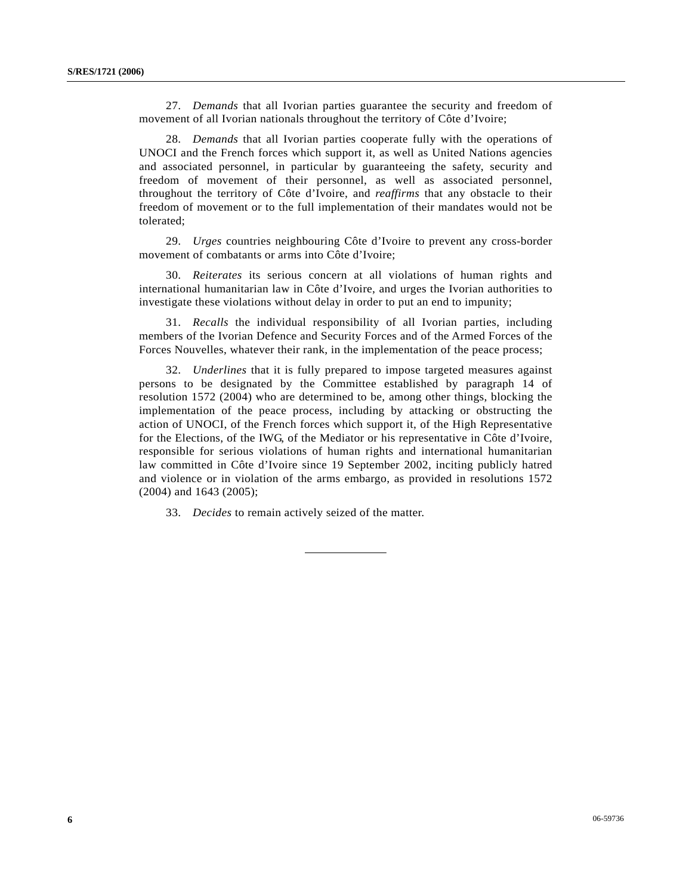27. *Demands* that all Ivorian parties guarantee the security and freedom of movement of all Ivorian nationals throughout the territory of Côte d'Ivoire;

28. *Demands* that all Ivorian parties cooperate fully with the operations of UNOCI and the French forces which support it, as well as United Nations agencies and associated personnel, in particular by guaranteeing the safety, security and freedom of movement of their personnel, as well as associated personnel, throughout the territory of Côte d'Ivoire, and *reaffirms* that any obstacle to their freedom of movement or to the full implementation of their mandates would not be tolerated;

29. *Urges* countries neighbouring Côte d'Ivoire to prevent any cross-border movement of combatants or arms into Côte d'Ivoire;

30. *Reiterates* its serious concern at all violations of human rights and international humanitarian law in Côte d'Ivoire, and urges the Ivorian authorities to investigate these violations without delay in order to put an end to impunity;

31. *Recalls* the individual responsibility of all Ivorian parties, including members of the Ivorian Defence and Security Forces and of the Armed Forces of the Forces Nouvelles, whatever their rank, in the implementation of the peace process;

32. *Underlines* that it is fully prepared to impose targeted measures against persons to be designated by the Committee established by paragraph 14 of resolution 1572 (2004) who are determined to be, among other things, blocking the implementation of the peace process, including by attacking or obstructing the action of UNOCI, of the French forces which support it, of the High Representative for the Elections, of the IWG, of the Mediator or his representative in Côte d'Ivoire, responsible for serious violations of human rights and international humanitarian law committed in Côte d'Ivoire since 19 September 2002, inciting publicly hatred and violence or in violation of the arms embargo, as provided in resolutions 1572 (2004) and 1643 (2005);

33. *Decides* to remain actively seized of the matter.